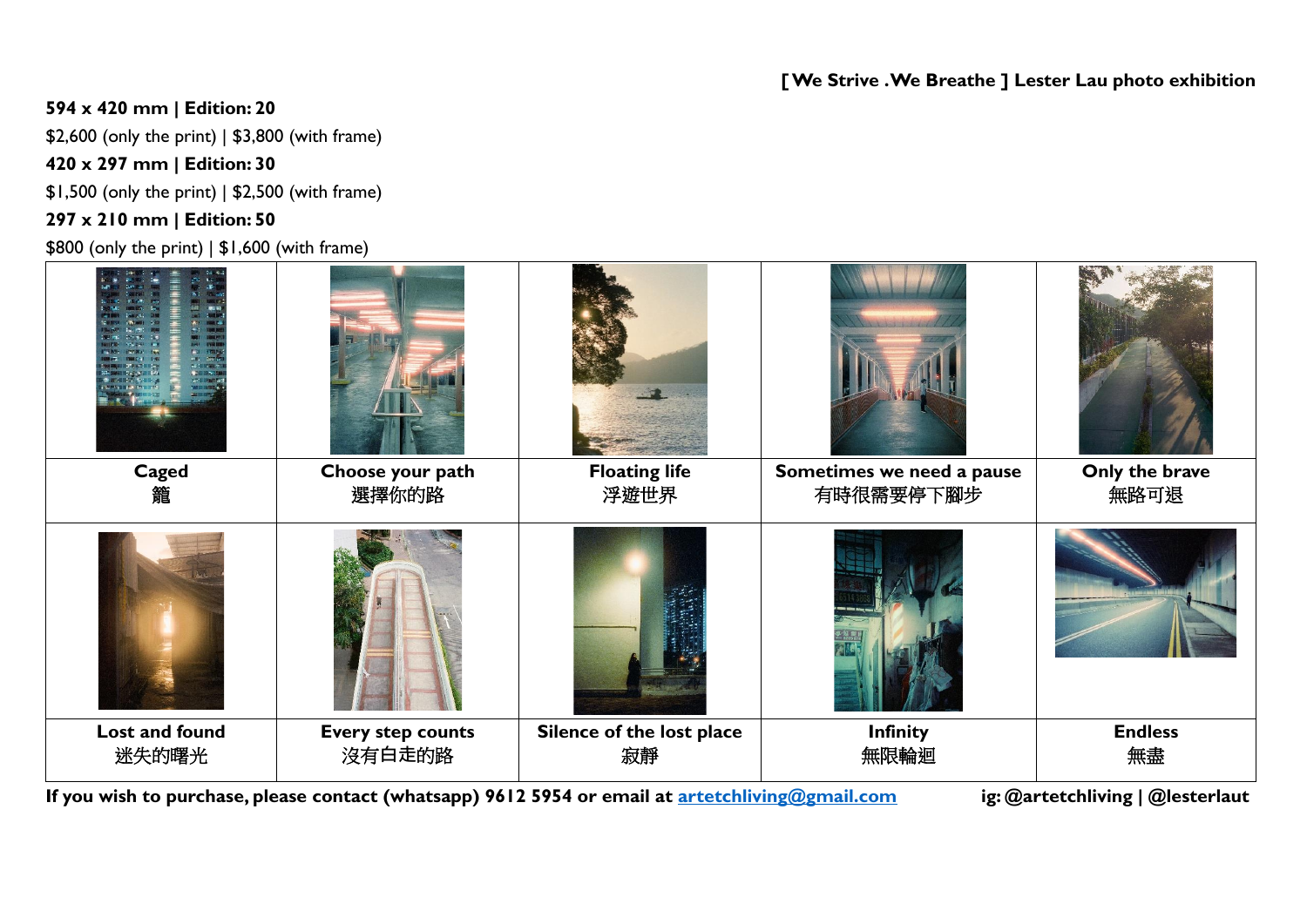**[ We Strive .We Breathe ] Lester Lau photo exhibition**

**594 x 420 mm | Edition: 20**

$2,600 (only the print) | $3,800 (with frame)

**420 x 297 mm | Edition: 30**

$1,500 (only the print) | $2,500 (with frame)

**297 x 210 mm | Edition: 50**

$800 (only the print) | $1,600 (with frame)

| | | | | |
|---|---|---|---|---|
| **Caged**<br>籠 | **Choose your path**<br>選擇你的路 | **Floating life**<br>浮遊世界 | **Sometimes we need a pause**<br>有時很需要停下腳步 | **Only the brave**<br>無路可退 |
| **Lost and found**<br>迷失的曙光 | **Every step counts**<br>沒有白走的路 | **Silence of the lost place**<br>寂靜 | **Infinity**<br>無限輪迴 | **Endless**<br>無盡 |

**If you wish to purchase, please contact (whatsapp) 9612 5954 or email at [artetchliving@gmail.com](mailto:artetchliving@gmail.com)** **ig: @artetchliving | @lesterlaut**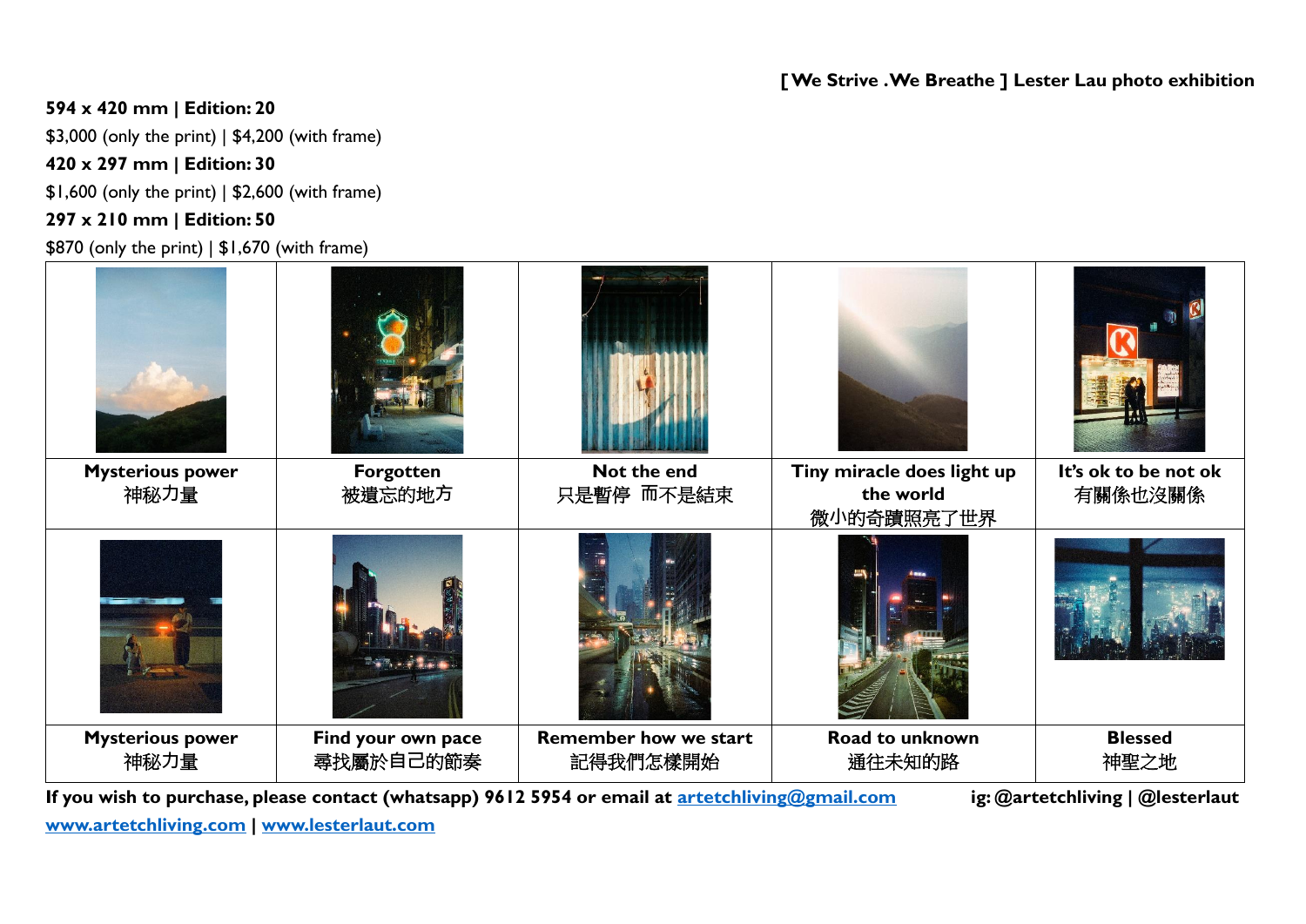**[ We Strive .We Breathe ] Lester Lau photo exhibition**

**594 x 420 mm | Edition: 20**

$3,000 (only the print) | $4,200 (with frame)

**420 x 297 mm | Edition: 30**

$1,600 (only the print) | $2,600 (with frame)

**297 x 210 mm | Edition: 50**

$870 (only the print) | $1,670 (with frame)

| | | | | |
|---|---|---|---|---|
| **Mysterious power** 神秘力量 | **Forgotten** 被遺忘的地方 | **Not the end** 只是暫停 而不是結束 | **Tiny miracle does light up the world** 微小的奇蹟照亮了世界 | **It's ok to be not ok** 有關係也沒關係 |
| **Mysterious power** 神秘力量 | **Find your own pace** 尋找屬於自己的節奏 | **Remember how we start** 記得我們怎樣開始 | **Road to unknown** 通往未知的路 | **Blessed** 神聖之地 |

**If you wish to purchase, please contact (whatsapp) 9612 5954 or email at [artetchliving@gmail.com](mailto:artetchliving@gmail.com)** **ig: @artetchliving | @lesterlaut**

**[www.artetchliving.com](http://www.artetchliving.com) | [www.lesterlaut.com](http://www.lesterlaut.com)**